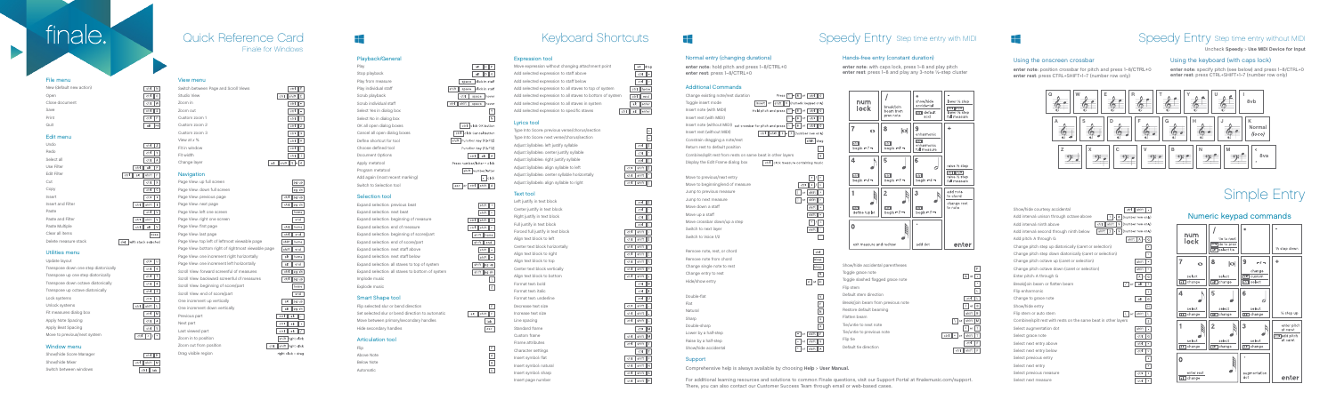# finale.

# Quick Reference Card

Finale for Windows

## File menu

- New (default new action)
- Open
- Close document
- Save
- Print
- Quit

## Edit menu

- Undo
- Redo
- Select all
- Use Filter
- Edit Filter
- Cut
- Copy
- Insert
- Insert and Filter
- Paste
- Paste and Filter
- Paste Multiple
- Clear all items
- Delete measure stack

## Utilities menu

- Update layout
- Transpose down one step diatonically
- Transpose up one step diatonically
- Transpose down octave diatonically
- Transpose up octave diatonically
- Lock systems
- Unlock systems
- Fit measures dialog box
- Apply Note Spacing
- Apply Beat Spacing
- Move to previous/next system

## Window menu

- Show/hide Score Manager
- Show/hide Mixer
- Switch between windows

## View menu

- Switch between Page and Scroll Views
- Studio View
- Zoom in
- Zoom out
- Custom zoom 1
- Custom zoom 2
- Custom zoom 3
- View at x %
- Fit in window
- Fit width
- Change layer

## Navigation

- Page View: up full screen
- Page View: down full screen
- Page View: previous page
- Page View: next page
- Page View: left one screen
- Page View: right one screen
- Page View: first page
- Page View: last page
- Page View: top left of leftmost viewable page
- Page View: bottom right of rightmost viewable page
- Page View: one increment right horizontally
- Page View: one increment left horizontally
- Scroll View: forward screenful of measures
- Scroll View: backward screenful of measures
- Scroll View: beginning of score/part
- Scroll View: end of score/part
- One increment up vertically
- One increment down vertically
- Previous part
- Next part
- Last viewed part
- Zoom in to position
- Zoom out from position
- Drag visible region

# Keyboard Shortcuts

## Playback/General

- Play
- Stop playback
- Play from measure
- Play individual staff
- Scrub playback
- Scrub individual staff
- Select Yes in dialog box
- Select No in dialog box
- OK all open dialog boxes
- Cancel all open dialog boxes
- Define shortcut for tool
- Choose defined tool
- Document Options
- Apply metatool
- Program metatool
- Add again (most recent marking)
- Switch to Selection tool

## Selection tool

- Expand selection: previous beat
- Expand selection: next beat
- Expand selection: beginning of measure
- Expand selection: end of measure
- Expand selection: beginning of score/part
- Expand selection: end of score/part
- Expand selection: next staff above
- Expand selection: next staff below
- Expand selection: all staves to top of system
- Expand selection: all staves to bottom of system
- Implode music
- Explode music

## Smart Shape tool

- Flip selected slur or bend direction
- Set selected slur or bend direction to automatic
- Move between primary/secondary handles
- Hide secondary handles

## Articulation tool

- Flip
- Above Note
- Below Note
- Automatic

## Expression tool

- Move expression without changing attachment point
- Add selected expression to staff above
- Add selected expression to staff below
- Add selected expression to all staves to top of system
- Add selected expression to all staves to bottom of system
- Add selected expression to all staves in system
- Add selected expression to specific staves

## Lyrics tool

- Type into Score: previous verse/chorus/section
- Type into Score: next verse/chorus/section
- Adjust Syllables: left-justify syllable
- Adjust Syllables: center-justify syllable
- Adjust Syllables: right-justify syllable
- Adjust Syllables: align syllable to left
- Adjust Syllables: center syllable horizontally
- Adjust Syllables: align syllable to right

## Text tool

- Left justify in text block
- Center justify in text block
- Right justify in text block
- Full justify in text block
- Forced full justify in text block
- Align text block to left
- Center text block horizontally
- Align text block to right
- Align text block to top
- Center text block vertically
- Align text block to bottom
- Format text: bold
- Format text: italic
- Format text: underline
- Decrease text size
- Increase text size
- Line spacing
- Standard frame
- Custom frame
- Frame attributes
- Character settings
- Insert symbol: flat
- Insert symbol: natural
- Insert symbol: sharp
- Insert page number

# Speedy Entry Step time entry with MIDI

## Normal entry (changing durations)

**enter note**: hold pitch and press 1–8/CTRL+0
**enter rest**: press 1–8/CTRL+0

## Additional Commands

- Change existing note/rest duration
- Toggle insert mode
- Insert note (with MIDI)
- Insert rest (with MIDI)
- Insert note (without MIDI)
- Insert rest (without MIDI)
- Constrain dragging a note/rest
- Return rest to default position
- Combine/split rest from rests in same beat in other layers
- Display the Edit Frame dialog box
- Move to previous/next entry
- Move to beginning/end of measure
- Jump to previous measure
- Jump to next measure
- Move down a staff
- Move up a staff
- Move crossbar down/up a step
- Switch to next layer
- Switch to Voice 1/2
- Remove note, rest, or chord
- Remove note from chord
- Change single note to rest
- Change entry to rest
- Hide/show entry
- Double-flat
- Flat
- Natural
- Sharp
- Double-sharp
- Lower by a half-step
- Raise by a half-step
- Show/hide accidental

## Hands-free entry (constant duration)

**enter note**: with caps lock, press 1–8 and play pitch
**enter rest**: press 1–8 and play any 3-note ¼-step cluster

- Show/hide accidental parentheses
- Toggle grace note
- Toggle slashed flagged grace note
- Flip stem
- Default stem direction
- Break/join beam from previous note
- Restore default beaming
- Flatten beam
- Tie/untie to next note
- Tie/untie to previous note
- Flip tie
- Default tie direction

## Support

Comprehensive help is always available by choosing **Help > User Manual**.

For additional learning resources and solutions to common Finale questions, visit our Support Portal at finalemusic.com/support. There, you can also contact our Customer Success Team through email or web-based cases.

# Speedy Entry Step time entry without MIDI

**Uncheck Speedy > Use MIDI Device for Input**

## Using the onscreen crossbar

**enter note**: position crossbar for pitch and press 1–8/CTRL+0
**enter rest**: press CTRL+SHIFT+1–7 (number row only)

## Using the keyboard (with caps lock)

**enter note**: specify pitch (see below) and press 1–8/CTRL+0
**enter rest**: press CTRL+SHIFT+1–7 (number row only)

- Show/hide courtesy accidental
- Add interval unison through octave above
- Add interval ninth above
- Add interval second through ninth below
- Add pitch A through G
- Change pitch step up diatonically (caret or selection)
- Change pitch step down diatonically (caret or selection)
- Change pitch octave up (caret or selection)
- Change pitch octave down (caret or selection)
- Enter pitch A through G
- Break/join beam or flatten beam
- Flip enharmonic
- Change to grace note
- Show/hide entry
- Flip stem or auto stem
- Combine/split rest with rests in the same beat in other layers
- Select augmentation dot
- Select grace note
- Select next entry above
- Select next entry below
- Select previous entry
- Select next entry
- Select previous measure
- Select next measure

# Simple Entry

## Numeric keypad commands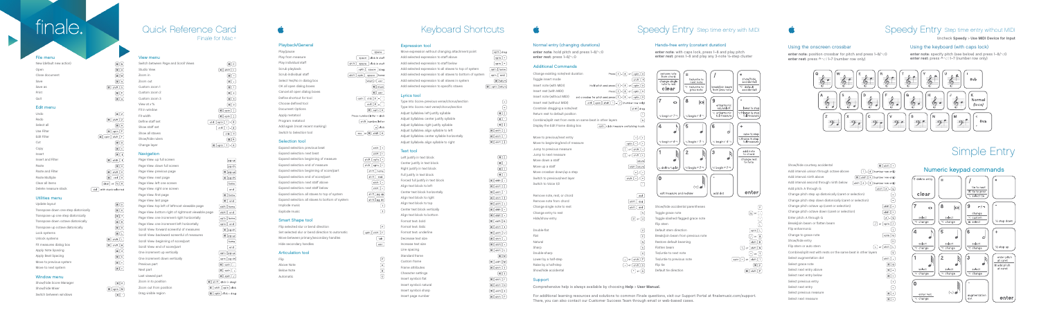# finale.

## File menu

- New (default new action)
- Open
- Close document
- Save
- Save as
- Print
- Quit

## Edit menu

- Undo
- Redo
- Select all
- Use Filter
- Edit Filter
- Cut
- Copy
- Insert
- Insert and Filter
- Paste
- Paste and Filter
- Paste Multiple
- Clear all items
- Delete measure stack

## Utilities menu

- Update layout
- Transpose down one step diatonically
- Transpose up one step diatonically
- Transpose down octave diatonically
- Transpose up octave diatonically
- Lock systems
- Unlock systems
- Fit measures dialog box
- Apply Note Spacing
- Apply Beat Spacing
- Move to previous system
- Move to next system

## Window menu

- Show/hide Score Manager
- Show/hide Mixer
- Switch between windows

## View menu

- Switch between Page and Scroll Views
- Studio View
- Zoom in
- Zoom out
- Custom zoom 1
- Custom zoom 2
- Custom zoom 3
- View at x %
- Fit in window
- Fit width
- Define staff set
- Show staff set
- Show all staves
- Show/hide colors
- Change layer

## Navigation

- Page View: up full screen
- Page View: down full screen
- Page View: previous page
- Page View: next page
- Page View: left one screen
- Page View: right one screen
- Page View: first page
- Page View: last page
- Page View: top left of leftmost viewable page
- Page View: bottom right of rightmost viewable page
- Page View: one increment right horizontally
- Page View: one increment left horizontally
- Scroll View: forward screenful of measures
- Scroll View: backward screenful of measures
- Scroll View: beginning of score/part
- Scroll View: end of score/part
- One increment up vertically
- One increment down vertically
- Previous part
- Next part
- Last viewed part
- Zoom in to position
- Zoom out from position
- Drag visible region

# Quick Reference Card

Finale for Mac®

## Playback/General

- Play/pause
- Play from measure
- Play individual staff
- Scrub playback
- Scrub individual staff
- Select Yes/No in dialog box
- OK all open dialog boxes
- Cancel all open dialog boxes
- Define shortcut for tool
- Choose defined tool
- Document Options
- Apply metatool
- Program metatool
- Add/open (most recent marking)
- Switch to Selection tool

## Selection tool

- Expand selection previous beat
- Expand selection next beat
- Expand selection beginning of measure
- Expand selection end of measure
- Expand selection beginning of score/part
- Expand selection end of score/part
- Expand selection next staff above
- Expand selection next staff below
- Expand selection all staves to top of system
- Expand selection all staves to bottom of system
- Implode music
- Explode music

## Smart Shape tool

- Flip selected slur or bend direction
- Set selected slur or bend direction to automatic
- Move between primary/secondary handles
- Hide secondary handles

## Articulation tool

- Flip
- Above Note
- Below Note
- Automatic

# Keyboard Shortcuts

## Expression tool

- Move expression without changing attachment point
- Add selected expression to staff above
- Add selected expression to staff below
- Add selected expression to all staves in top of system
- Add selected expression to all staves to bottom of system
- Add selected expression to all staves in system
- Add selected expression to specific staves

## Lyrics tool

- Type into: Score previous verse/chorus/section
- Type into: Score next verse/chorus/section
- Adjust Syllables: left justify syllable
- Adjust Syllables: center justify syllable
- Adjust Syllables: right justify syllable
- Adjust Syllables: align syllable to left
- Adjust Syllables: center syllable horizontally
- Adjust Syllables: align syllable to right

## Text tool

- Left justify in text block
- Center justify in text block
- Right justify in text block
- Full justify in text block
- Forced full justify in text block
- Align text block to left
- Center text block horizontally
- Align text block to right
- Align text block to top
- Center text block vertically
- Align text block to bottom
- Format text: bold
- Format text: italic
- Format text: underline
- Decrease text size
- Increase text size
- Line spacing
- Standard frame
- Custom frame
- Frame attributes
- Character settings
- Insert symbol: flat
- Insert symbol: natural
- Insert symbol: sharp
- Insert page number

# Speedy Entry

Step time entry with MIDI

## Normal entry (changing durations)

**enter note:** hold pitch and press 1–8/⌥0
**enter rest:** press 1–8/⌥0

## Additional Commands

- Change existing note/rest duration
- Toggle insert mode
- Insert note (with MIDI)
- Insert rest (with MIDI)
- Insert note (without MIDI)
- Insert rest (without MIDI)
- Constrain dragging a note/rest
- Return rest to default position
- Combine/split rest from rests on same beat in other layers
- Display the Edit Frame dialog box

- Move to previous/next entry
- Move to beginning/end of measure
- Jump to previous measure
- Jump to next measure
- Move down a staff
- Move up a staff
- Move crossbar down/up a step
- Switch to previous/next layer
- Switch to Voice 1/2

- Remove note, rest, or chord
- Remove note from chord
- Change single note to rest
- Change entry to rest
- Hide/show entry

- Double flat
- Flat
- Natural
- Sharp
- Double sharp
- Lower by a half-step
- Raise by a half-step
- Show/hide accidental

## Hands-free entry (constant duration)

**enter note:** with caps lock, press 1–8 and play pitch
**enter rest:** press 1–8 and play any 3-note ¼-step cluster

- Show/hide accidental parentheses
- Toggle grace note
- Toggle slashed flagged grace note
- Flip stem
- Default stem direction
- Break/join beam from previous note
- Restore default beaming
- Flatten beam
- Tie/untie to next note
- Tie/untie to previous note
- Flip tie
- Default tie direction

## Support

Comprehensive help is always available by choosing **Help > User Manual.**

For additional learning resources and solutions to common Finale questions, visit our Support Portal at finalemusic.com/support. There, you can also contact our Customer Success Team through email or web-based cases.

# Speedy Entry

Step time entry without MIDI

Uncheck **Speedy > Use MIDI Device for Input**

## Using the onscreen crossbar

**enter note:** position crossbar for pitch and press 1–8/⌥0
**enter rest:** press ⌃⌥1–7 (number row only)

## Using the keyboard (with caps lock)

**enter note:** specify pitch (see below) and press 1–8/⌥0
**enter rest:** press ⌃⌥1–7 (number row only)

Keyboard: 8vb, Normal (8 col), 8va

# Simple Entry

- Show/hide courtesy accidental
- Add interval under/through octave above
- Add interval unison above
- Add interval second through ninth below
- Add pitch A through G
- Change pitch step up diatonically (caret or selection)
- Change pitch step down diatonically (caret or selection)
- Change pitch octave up (caret or selection)
- Change pitch octave down (caret or selection)
- Enter pitch A through G
- Break/join beam or flatten beam
- Flip enharmonic
- Change to grace note
- Show/hide entry
- Flip stem or auto stem
- Combine/split rest with rests on the same beat in other layers
- Select augmentation dot
- Select grace note
- Select next entry above
- Select next entry below
- Select previous entry
- Select next entry
- Select previous measure
- Select next measure

## Numeric keypad commands

- clear: delete entry
- =: tie to next / tie to prev / select tie
- /: change custom / select
- *: ¼ step down
- 7: select / ⌥ change
- 8: select / ⌥ change
- 9: select / ⌥ change
- −: ¼ step up
- 4: select / ⌥ change
- 5: select / ⌥ change
- 6: select / ⌥ change
- +: enter pitch at caret / enter pitch at caret
- 1: select / ⌥ change
- 2: select / ⌥ change
- 3: select / ⌥ change
- 0: enter rest / ⌥ change
- .: augmentation dot
- enter